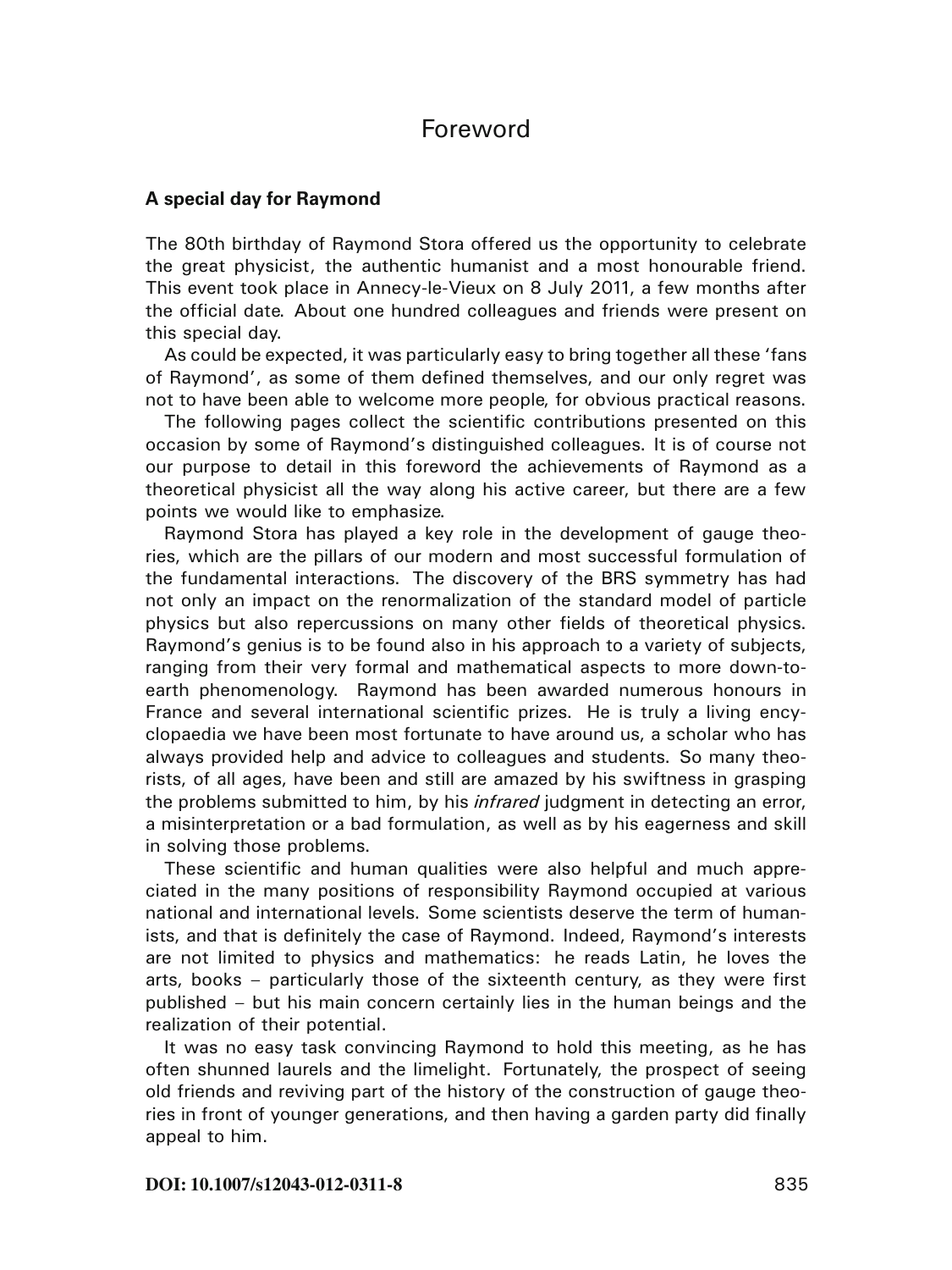# Foreword

## A special day for Raymond

The 80th birthday of Raymond Stora offered us the opportunity to celebrate the great physicist, the authentic humanist and a most honourable friend. This event took place in Annecy-le-Vieux on 8 July 2011, a few months after the official date. About one hundred colleagues and friends were present on this special day.

As could be expected, it was particularly easy to bring together all these 'fans of Raymond', as some of them defined themselves, and our only regret was not to have been able to welcome more people, for obvious practical reasons.

The following pages collect the scientific contributions presented on this occasion by some of Raymond's distinguished colleagues. It is of course not our purpose to detail in this foreword the achievements of Raymond as a theoretical physicist all the way along his active career, but there are a few points we would like to emphasize.

Raymond Stora has played a key role in the development of gauge theories, which are the pillars of our modern and most successful formulation of the fundamental interactions. The discovery of the BRS symmetry has had not only an impact on the renormalization of the standard model of particle physics but also repercussions on many other fields of theoretical physics. Raymond's genius is to be found also in his approach to a variety of subjects, ranging from their very formal and mathematical aspects to more down-to-earth phenomenology. Raymond has been awarded numerous honours in France and several international scientific prizes. He is truly a living encyclopaedia we have been most fortunate to have around us, a scholar who has always provided help and advice to colleagues and students. So many theorists, of all ages, have been and still are amazed by his swiftness in grasping the problems submitted to him, by his *infrared* judgment in detecting an error, a misinterpretation or a bad formulation, as well as by his eagerness and skill in solving those problems.

These scientific and human qualities were also helpful and much appreciated in the many positions of responsibility Raymond occupied at various national and international levels. Some scientists deserve the term of humanists, and that is definitely the case of Raymond. Indeed, Raymond's interests are not limited to physics and mathematics: he reads Latin, he loves the arts, books – particularly those of the sixteenth century, as they were first published – but his main concern certainly lies in the human beings and the realization of their potential.

It was no easy task convincing Raymond to hold this meeting, as he has often shunned laurels and the limelight. Fortunately, the prospect of seeing old friends and reviving part of the history of the construction of gauge theories in front of younger generations, and then having a garden party did finally appeal to him.

**DOI: 10.1007/s12043-012-0311-8**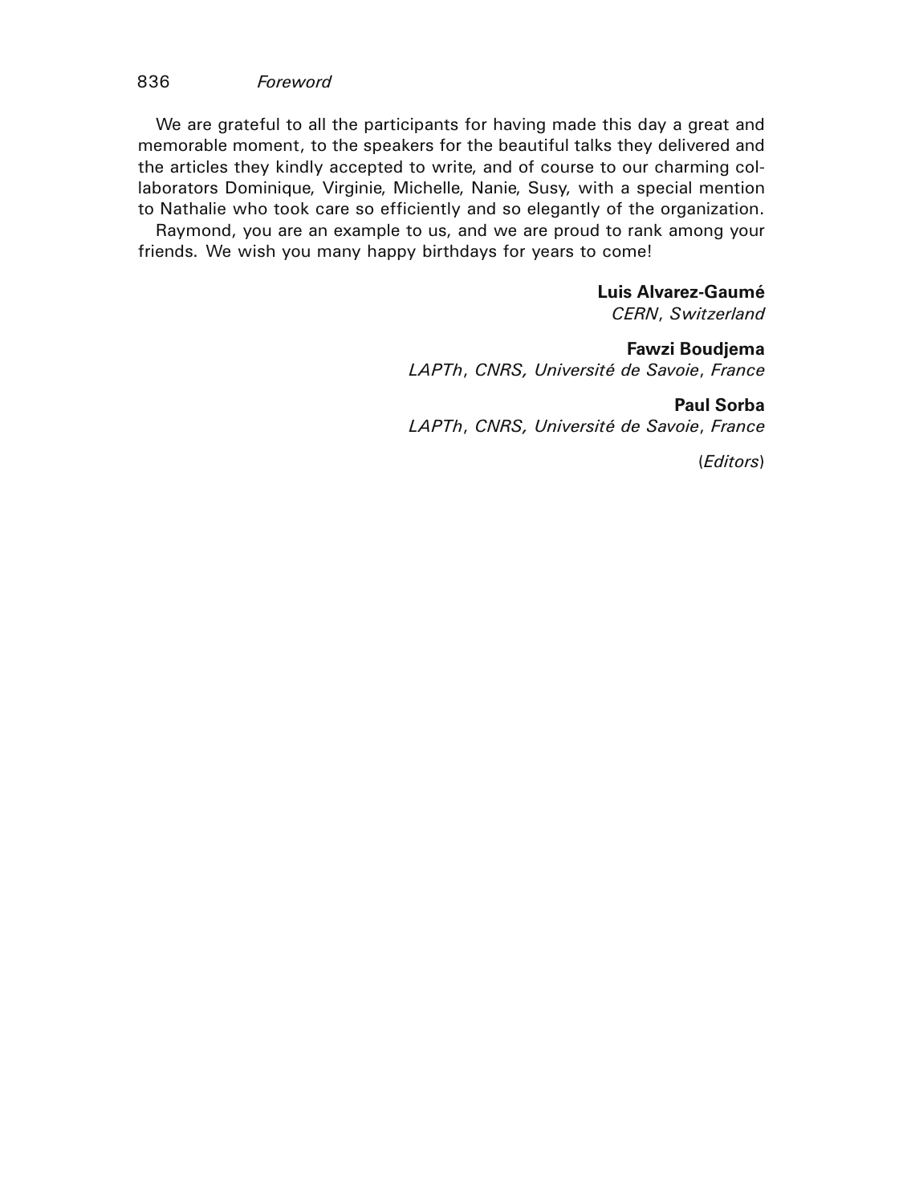We are grateful to all the participants for having made this day a great and memorable moment, to the speakers for the beautiful talks they delivered and the articles they kindly accepted to write, and of course to our charming collaborators Dominique, Virginie, Michelle, Nanie, Susy, with a special mention to Nathalie who took care so efficiently and so elegantly of the organization.

Raymond, you are an example to us, and we are proud to rank among your friends. We wish you many happy birthdays for years to come!

**Luis Alvarez-Gaumé**
*CERN, Switzerland*

**Fawzi Boudjema**
*LAPTh, CNRS, Université de Savoie, France*

**Paul Sorba**
*LAPTh, CNRS, Université de Savoie, France*

(*Editors*)